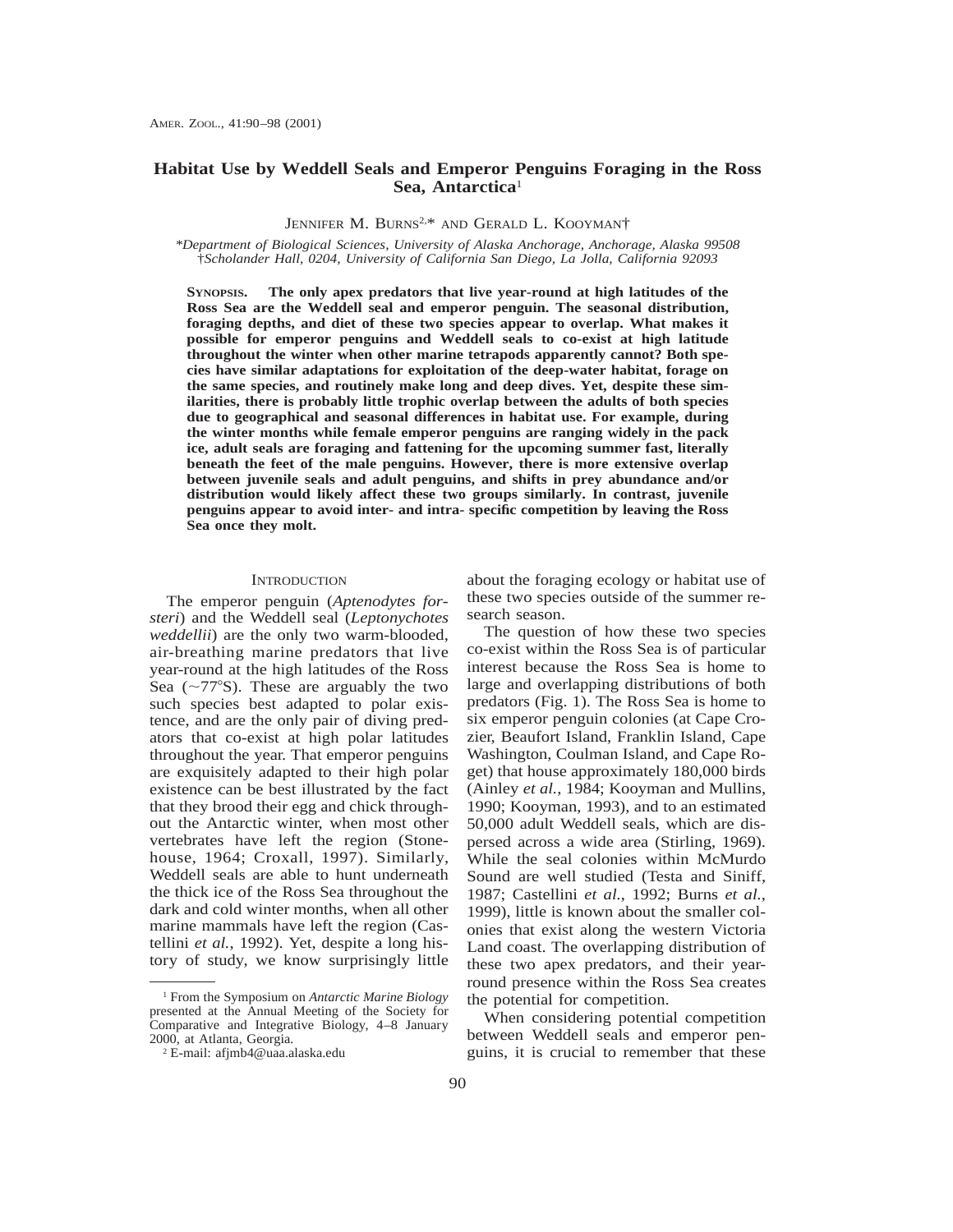# Habitat Use by Weddell Seals and Emperor Penguins Foraging in the Ross Sea, Antarctica[1]

JENNIFER M. BURNS[2,]* AND GERALD L. KOOYMAN†

*\*Department of Biological Sciences, University of Alaska Anchorage, Anchorage, Alaska 99508*
*†Scholander Hall, 0204, University of California San Diego, La Jolla, California 92093*

**SYNOPSIS. The only apex predators that live year-round at high latitudes of the Ross Sea are the Weddell seal and emperor penguin. The seasonal distribution, foraging depths, and diet of these two species appear to overlap. What makes it possible for emperor penguins and Weddell seals to co-exist at high latitude throughout the winter when other marine tetrapods apparently cannot? Both species have similar adaptations for exploitation of the deep-water habitat, forage on the same species, and routinely make long and deep dives. Yet, despite these similarities, there is probably little trophic overlap between the adults of both species due to geographical and seasonal differences in habitat use. For example, during the winter months while female emperor penguins are ranging widely in the pack ice, adult seals are foraging and fattening for the upcoming summer fast, literally beneath the feet of the male penguins. However, there is more extensive overlap between juvenile seals and adult penguins, and shifts in prey abundance and/or distribution would likely affect these two groups similarly. In contrast, juvenile penguins appear to avoid inter- and intra- specific competition by leaving the Ross Sea once they molt.**

## INTRODUCTION

The emperor penguin (*Aptenodytes forsteri*) and the Weddell seal (*Leptonychotes weddellii*) are the only two warm-blooded, air-breathing marine predators that live year-round at the high latitudes of the Ross Sea (~77°S). These are arguably the two such species best adapted to polar existence, and are the only pair of diving predators that co-exist at high polar latitudes throughout the year. That emperor penguins are exquisitely adapted to their high polar existence can be best illustrated by the fact that they brood their egg and chick throughout the Antarctic winter, when most other vertebrates have left the region (Stonehouse, 1964; Croxall, 1997). Similarly, Weddell seals are able to hunt underneath the thick ice of the Ross Sea throughout the dark and cold winter months, when all other marine mammals have left the region (Castellini *et al.*, 1992). Yet, despite a long history of study, we know surprisingly little about the foraging ecology or habitat use of these two species outside of the summer research season.

The question of how these two species co-exist within the Ross Sea is of particular interest because the Ross Sea is home to large and overlapping distributions of both predators (Fig. 1). The Ross Sea is home to six emperor penguin colonies (at Cape Crozier, Beaufort Island, Franklin Island, Cape Washington, Coulman Island, and Cape Roget) that house approximately 180,000 birds (Ainley *et al.*, 1984; Kooyman and Mullins, 1990; Kooyman, 1993), and to an estimated 50,000 adult Weddell seals, which are dispersed across a wide area (Stirling, 1969). While the seal colonies within McMurdo Sound are well studied (Testa and Siniff, 1987; Castellini *et al.*, 1992; Burns *et al.*, 1999), little is known about the smaller colonies that exist along the western Victoria Land coast. The overlapping distribution of these two apex predators, and their year-round presence within the Ross Sea creates the potential for competition.

When considering potential competition between Weddell seals and emperor penguins, it is crucial to remember that these

---

[1] From the Symposium on *Antarctic Marine Biology* presented at the Annual Meeting of the Society for Comparative and Integrative Biology, 4–8 January 2000, at Atlanta, Georgia.

[2] E-mail: afjmb4@uaa.alaska.edu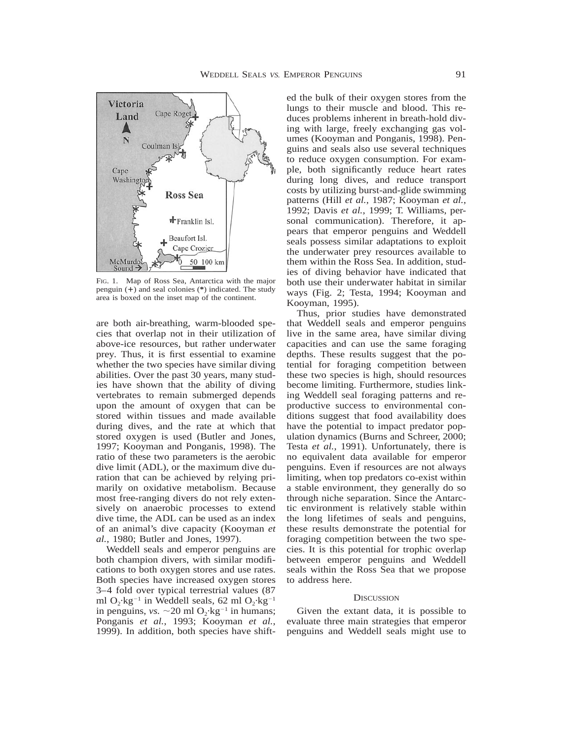FIG. 1. Map of Ross Sea, Antarctica with the major penguin (+) and seal colonies (*) indicated. The study area is boxed on the inset map of the continent.

are both air-breathing, warm-blooded species that overlap not in their utilization of above-ice resources, but rather underwater prey. Thus, it is first essential to examine whether the two species have similar diving abilities. Over the past 30 years, many studies have shown that the ability of diving vertebrates to remain submerged depends upon the amount of oxygen that can be stored within tissues and made available during dives, and the rate at which that stored oxygen is used (Butler and Jones, 1997; Kooyman and Ponganis, 1998). The ratio of these two parameters is the aerobic dive limit (ADL), or the maximum dive duration that can be achieved by relying primarily on oxidative metabolism. Because most free-ranging divers do not rely extensively on anaerobic processes to extend dive time, the ADL can be used as an index of an animal's dive capacity (Kooyman *et al.,* 1980; Butler and Jones, 1997).

Weddell seals and emperor penguins are both champion divers, with similar modifications to both oxygen stores and use rates. Both species have increased oxygen stores 3–4 fold over typical terrestrial values (87 ml $O_2 \cdot kg^{-1}$ in Weddell seals, 62 ml $O_2 \cdot kg^{-1}$ in penguins, *vs.* ~20 ml $O_2 \cdot kg^{-1}$ in humans; Ponganis *et al.,* 1993; Kooyman *et al.,* 1999). In addition, both species have shifted the bulk of their oxygen stores from the lungs to their muscle and blood. This reduces problems inherent in breath-hold diving with large, freely exchanging gas volumes (Kooyman and Ponganis, 1998). Penguins and seals also use several techniques to reduce oxygen consumption. For example, both significantly reduce heart rates during long dives, and reduce transport costs by utilizing burst-and-glide swimming patterns (Hill *et al.,* 1987; Kooyman *et al.,* 1992; Davis *et al.,* 1999; T. Williams, personal communication). Therefore, it appears that emperor penguins and Weddell seals possess similar adaptations to exploit the underwater prey resources available to them within the Ross Sea. In addition, studies of diving behavior have indicated that both use their underwater habitat in similar ways (Fig. 2; Testa, 1994; Kooyman and Kooyman, 1995).

Thus, prior studies have demonstrated that Weddell seals and emperor penguins live in the same area, have similar diving capacities and can use the same foraging depths. These results suggest that the potential for foraging competition between these two species is high, should resources become limiting. Furthermore, studies linking Weddell seal foraging patterns and reproductive success to environmental conditions suggest that food availability does have the potential to impact predator population dynamics (Burns and Schreer, 2000; Testa *et al.,* 1991). Unfortunately, there is no equivalent data available for emperor penguins. Even if resources are not always limiting, when top predators co-exist within a stable environment, they generally do so through niche separation. Since the Antarctic environment is relatively stable within the long lifetimes of seals and penguins, these results demonstrate the potential for foraging competition between the two species. It is this potential for trophic overlap between emperor penguins and Weddell seals within the Ross Sea that we propose to address here.

## DISCUSSION

Given the extant data, it is possible to evaluate three main strategies that emperor penguins and Weddell seals might use to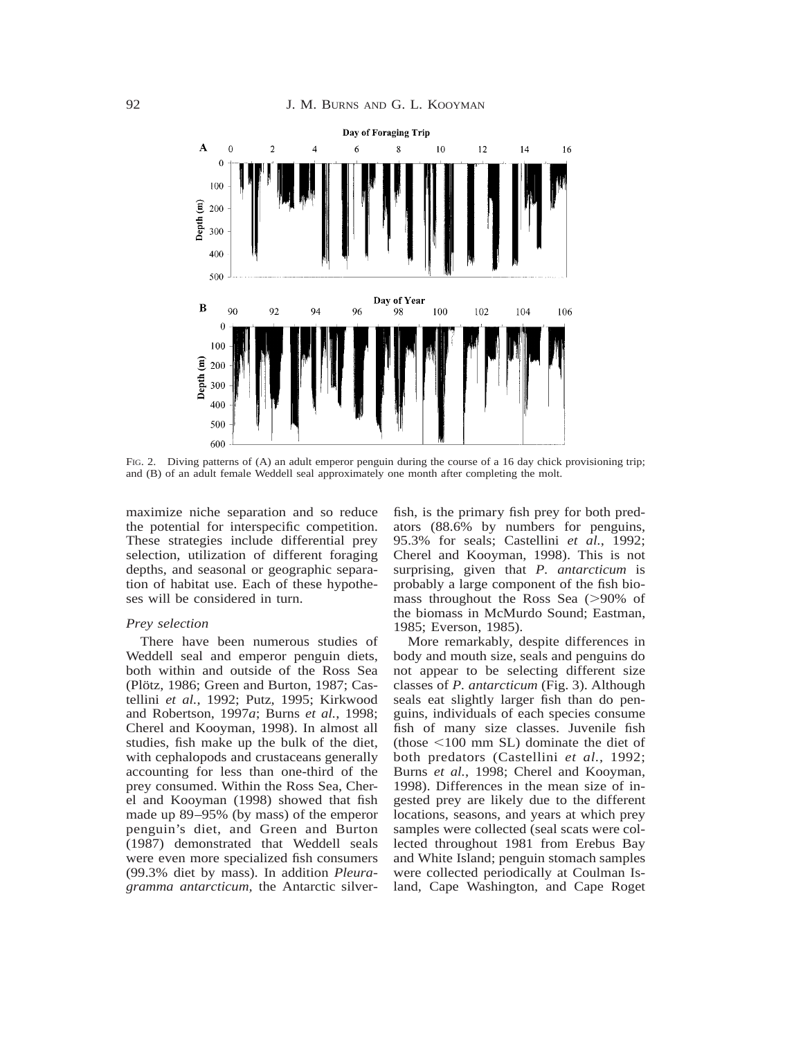FIG. 2. Diving patterns of (A) an adult emperor penguin during the course of a 16 day chick provisioning trip; and (B) of an adult female Weddell seal approximately one month after completing the molt.

maximize niche separation and so reduce the potential for interspecific competition. These strategies include differential prey selection, utilization of different foraging depths, and seasonal or geographic separation of habitat use. Each of these hypotheses will be considered in turn.

### *Prey selection*

There have been numerous studies of Weddell seal and emperor penguin diets, both within and outside of the Ross Sea (Plötz, 1986; Green and Burton, 1987; Castellini *et al.*, 1992; Putz, 1995; Kirkwood and Robertson, 1997*a*; Burns *et al.*, 1998; Cherel and Kooyman, 1998). In almost all studies, fish make up the bulk of the diet, with cephalopods and crustaceans generally accounting for less than one-third of the prey consumed. Within the Ross Sea, Cherel and Kooyman (1998) showed that fish made up 89–95% (by mass) of the emperor penguin's diet, and Green and Burton (1987) demonstrated that Weddell seals were even more specialized fish consumers (99.3% diet by mass). In addition *Pleuragramma antarcticum*, the Antarctic silverfish, is the primary fish prey for both predators (88.6% by numbers for penguins, 95.3% for seals; Castellini *et al.*, 1992; Cherel and Kooyman, 1998). This is not surprising, given that *P. antarcticum* is probably a large component of the fish biomass throughout the Ross Sea (>90% of the biomass in McMurdo Sound; Eastman, 1985; Everson, 1985).

More remarkably, despite differences in body and mouth size, seals and penguins do not appear to be selecting different size classes of *P. antarcticum* (Fig. 3). Although seals eat slightly larger fish than do penguins, individuals of each species consume fish of many size classes. Juvenile fish (those <100 mm SL) dominate the diet of both predators (Castellini *et al.*, 1992; Burns *et al.*, 1998; Cherel and Kooyman, 1998). Differences in the mean size of ingested prey are likely due to the different locations, seasons, and years at which prey samples were collected (seal scats were collected throughout 1981 from Erebus Bay and White Island; penguin stomach samples were collected periodically at Coulman Island, Cape Washington, and Cape Roget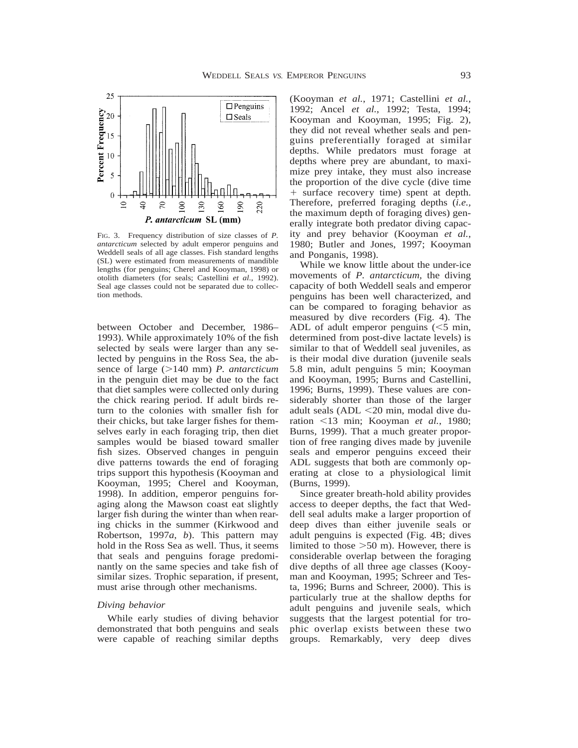FIG. 3. Frequency distribution of size classes of *P. antarcticum* selected by adult emperor penguins and Weddell seals of all age classes. Fish standard lengths (SL) were estimated from measurements of mandible lengths (for penguins; Cherel and Kooyman, 1998) or otolith diameters (for seals; Castellini *et al.*, 1992). Seal age classes could not be separated due to collection methods.

between October and December, 1986–1993). While approximately 10% of the fish selected by seals were larger than any selected by penguins in the Ross Sea, the absence of large (>140 mm) *P. antarcticum* in the penguin diet may be due to the fact that diet samples were collected only during the chick rearing period. If adult birds return to the colonies with smaller fish for their chicks, but take larger fishes for themselves early in each foraging trip, then diet samples would be biased toward smaller fish sizes. Observed changes in penguin dive patterns towards the end of foraging trips support this hypothesis (Kooyman and Kooyman, 1995; Cherel and Kooyman, 1998). In addition, emperor penguins foraging along the Mawson coast eat slightly larger fish during the winter than when rearing chicks in the summer (Kirkwood and Robertson, 1997*a*, *b*). This pattern may hold in the Ross Sea as well. Thus, it seems that seals and penguins forage predominantly on the same species and take fish of similar sizes. Trophic separation, if present, must arise through other mechanisms.

*Diving behavior*

While early studies of diving behavior demonstrated that both penguins and seals were capable of reaching similar depths (Kooyman *et al.*, 1971; Castellini *et al.*, 1992; Ancel *et al.*, 1992; Testa, 1994; Kooyman and Kooyman, 1995; Fig. 2), they did not reveal whether seals and penguins preferentially foraged at similar depths. While predators must forage at depths where prey are abundant, to maximize prey intake, they must also increase the proportion of the dive cycle (dive time + surface recovery time) spent at depth. Therefore, preferred foraging depths (*i.e.*, the maximum depth of foraging dives) generally integrate both predator diving capacity and prey behavior (Kooyman *et al.*, 1980; Butler and Jones, 1997; Kooyman and Ponganis, 1998).

While we know little about the under-ice movements of *P. antarcticum*, the diving capacity of both Weddell seals and emperor penguins has been well characterized, and can be compared to foraging behavior as measured by dive recorders (Fig. 4). The ADL of adult emperor penguins (<5 min, determined from post-dive lactate levels) is similar to that of Weddell seal juveniles, as is their modal dive duration (juvenile seals 5.8 min, adult penguins 5 min; Kooyman and Kooyman, 1995; Burns and Castellini, 1996; Burns, 1999). These values are considerably shorter than those of the larger adult seals (ADL <20 min, modal dive duration <13 min; Kooyman *et al.*, 1980; Burns, 1999). That a much greater proportion of free ranging dives made by juvenile seals and emperor penguins exceed their ADL suggests that both are commonly operating at close to a physiological limit (Burns, 1999).

Since greater breath-hold ability provides access to deeper depths, the fact that Weddell seal adults make a larger proportion of deep dives than either juvenile seals or adult penguins is expected (Fig. 4B; dives limited to those >50 m). However, there is considerable overlap between the foraging dive depths of all three age classes (Kooyman and Kooyman, 1995; Schreer and Testa, 1996; Burns and Schreer, 2000). This is particularly true at the shallow depths for adult penguins and juvenile seals, which suggests that the largest potential for trophic overlap exists between these two groups. Remarkably, very deep dives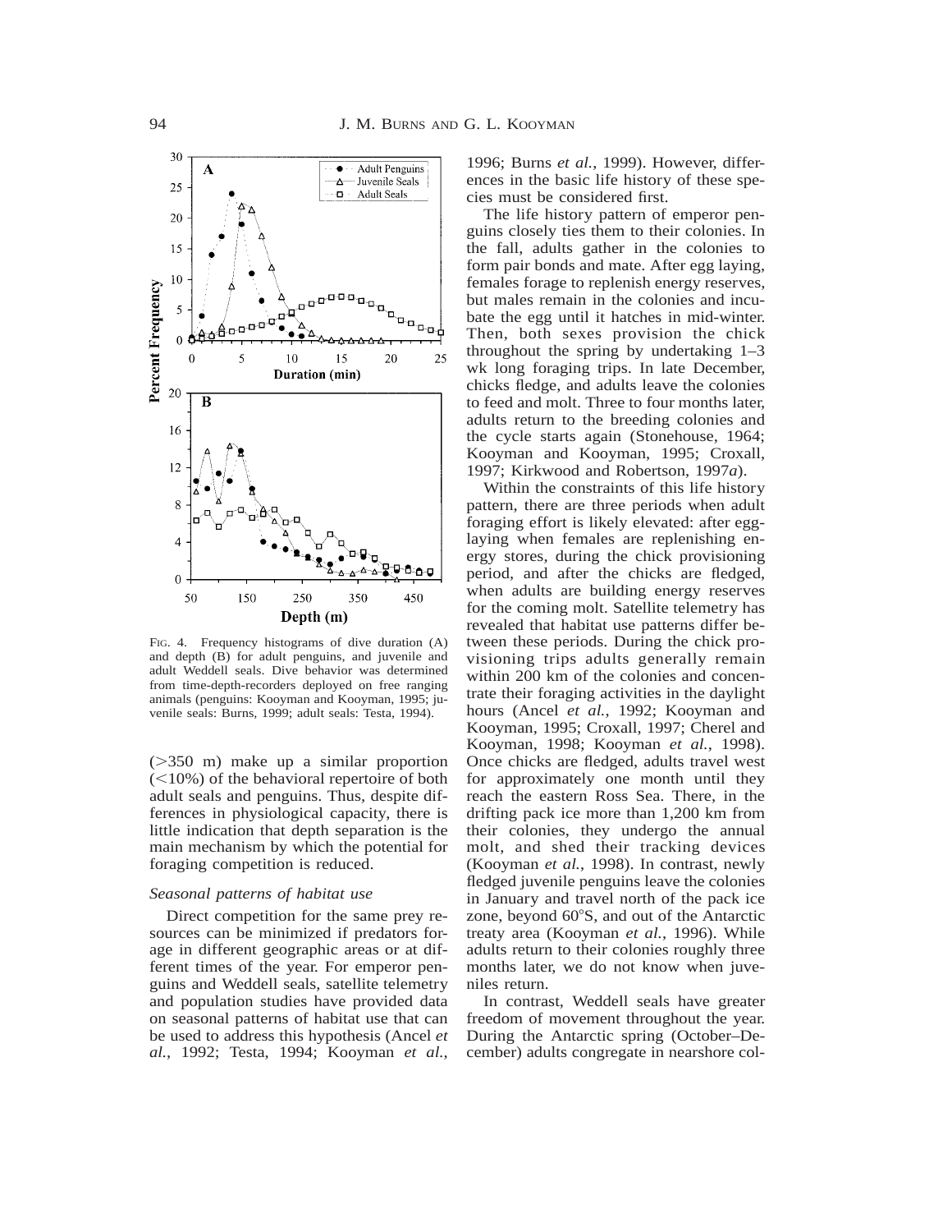FIG. 4. Frequency histograms of dive duration (A) and depth (B) for adult penguins, and juvenile and adult Weddell seals. Dive behavior was determined from time-depth-recorders deployed on free ranging animals (penguins: Kooyman and Kooyman, 1995; juvenile seals: Burns, 1999; adult seals: Testa, 1994).

(>350 m) make up a similar proportion (<10%) of the behavioral repertoire of both adult seals and penguins. Thus, despite differences in physiological capacity, there is little indication that depth separation is the main mechanism by which the potential for foraging competition is reduced.

### *Seasonal patterns of habitat use*

Direct competition for the same prey resources can be minimized if predators forage in different geographic areas or at different times of the year. For emperor penguins and Weddell seals, satellite telemetry and population studies have provided data on seasonal patterns of habitat use that can be used to address this hypothesis (Ancel *et al.*, 1992; Testa, 1994; Kooyman *et al.*, 1996; Burns *et al.*, 1999). However, differences in the basic life history of these species must be considered first.

The life history pattern of emperor penguins closely ties them to their colonies. In the fall, adults gather in the colonies to form pair bonds and mate. After egg laying, females forage to replenish energy reserves, but males remain in the colonies and incubate the egg until it hatches in mid-winter. Then, both sexes provision the chick throughout the spring by undertaking 1–3 wk long foraging trips. In late December, chicks fledge, and adults leave the colonies to feed and molt. Three to four months later, adults return to the breeding colonies and the cycle starts again (Stonehouse, 1964; Kooyman and Kooyman, 1995; Croxall, 1997; Kirkwood and Robertson, 1997*a*).

Within the constraints of this life history pattern, there are three periods when adult foraging effort is likely elevated: after egg-laying when females are replenishing energy stores, during the chick provisioning period, and after the chicks are fledged, when adults are building energy reserves for the coming molt. Satellite telemetry has revealed that habitat use patterns differ between these periods. During the chick provisioning trips adults generally remain within 200 km of the colonies and concentrate their foraging activities in the daylight hours (Ancel *et al.*, 1992; Kooyman and Kooyman, 1995; Croxall, 1997; Cherel and Kooyman, 1998; Kooyman *et al.*, 1998). Once chicks are fledged, adults travel west for approximately one month until they reach the eastern Ross Sea. There, in the drifting pack ice more than 1,200 km from their colonies, they undergo the annual molt, and shed their tracking devices (Kooyman *et al.*, 1998). In contrast, newly fledged juvenile penguins leave the colonies in January and travel north of the pack ice zone, beyond 60°S, and out of the Antarctic treaty area (Kooyman *et al.*, 1996). While adults return to their colonies roughly three months later, we do not know when juveniles return.

In contrast, Weddell seals have greater freedom of movement throughout the year. During the Antarctic spring (October–December) adults congregate in nearshore col-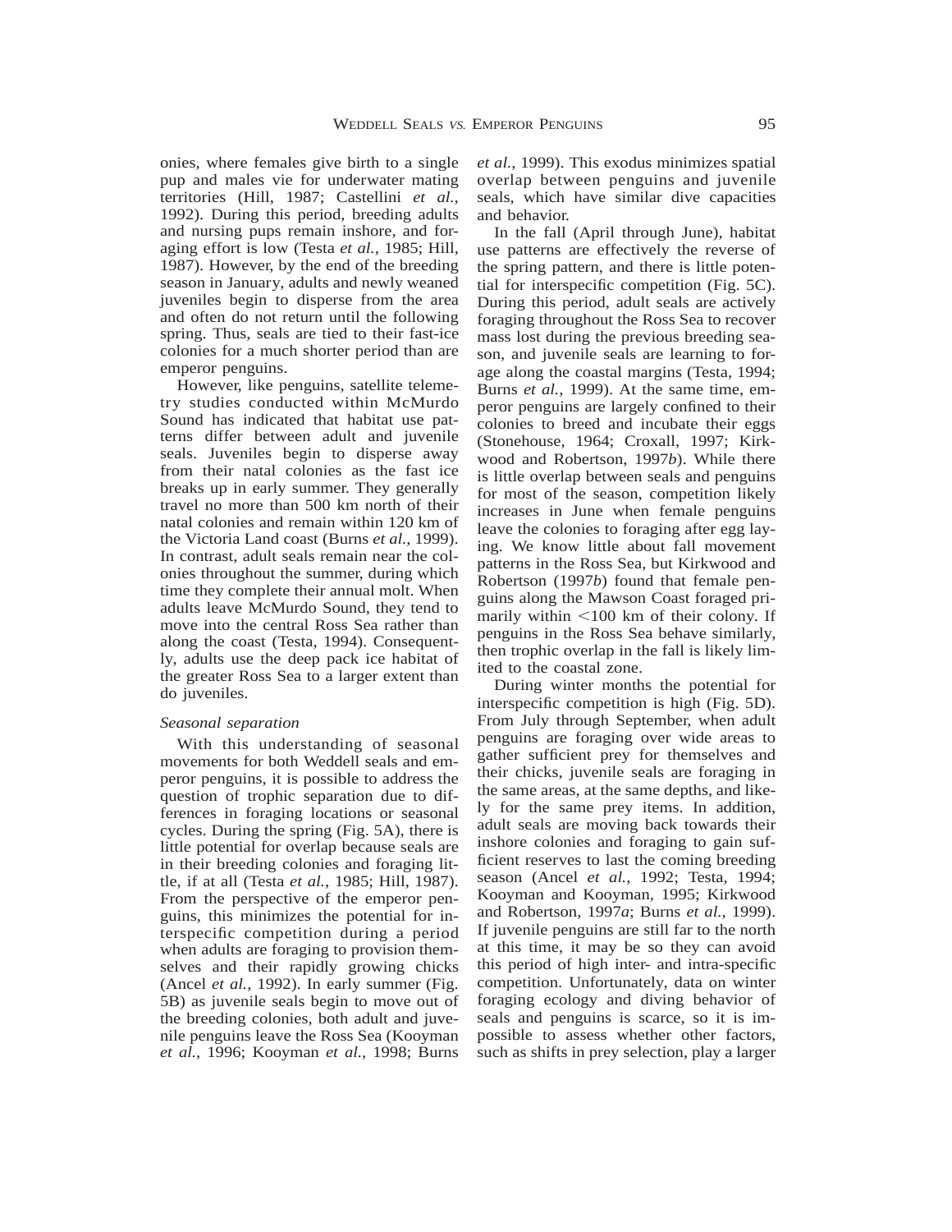onies, where females give birth to a single pup and males vie for underwater mating territories (Hill, 1987; Castellini *et al.*, 1992). During this period, breeding adults and nursing pups remain inshore, and foraging effort is low (Testa *et al.*, 1985; Hill, 1987). However, by the end of the breeding season in January, adults and newly weaned juveniles begin to disperse from the area and often do not return until the following spring. Thus, seals are tied to their fast-ice colonies for a much shorter period than are emperor penguins.

However, like penguins, satellite telemetry studies conducted within McMurdo Sound has indicated that habitat use patterns differ between adult and juvenile seals. Juveniles begin to disperse away from their natal colonies as the fast ice breaks up in early summer. They generally travel no more than 500 km north of their natal colonies and remain within 120 km of the Victoria Land coast (Burns *et al.*, 1999). In contrast, adult seals remain near the colonies throughout the summer, during which time they complete their annual molt. When adults leave McMurdo Sound, they tend to move into the central Ross Sea rather than along the coast (Testa, 1994). Consequently, adults use the deep pack ice habitat of the greater Ross Sea to a larger extent than do juveniles.

*Seasonal separation*

With this understanding of seasonal movements for both Weddell seals and emperor penguins, it is possible to address the question of trophic separation due to differences in foraging locations or seasonal cycles. During the spring (Fig. 5A), there is little potential for overlap because seals are in their breeding colonies and foraging little, if at all (Testa *et al.*, 1985; Hill, 1987). From the perspective of the emperor penguins, this minimizes the potential for interspecific competition during a period when adults are foraging to provision themselves and their rapidly growing chicks (Ancel *et al.*, 1992). In early summer (Fig. 5B) as juvenile seals begin to move out of the breeding colonies, both adult and juvenile penguins leave the Ross Sea (Kooyman *et al.*, 1996; Kooyman *et al.*, 1998; Burns *et al.*, 1999). This exodus minimizes spatial overlap between penguins and juvenile seals, which have similar dive capacities and behavior.

In the fall (April through June), habitat use patterns are effectively the reverse of the spring pattern, and there is little potential for interspecific competition (Fig. 5C). During this period, adult seals are actively foraging throughout the Ross Sea to recover mass lost during the previous breeding season, and juvenile seals are learning to forage along the coastal margins (Testa, 1994; Burns *et al.*, 1999). At the same time, emperor penguins are largely confined to their colonies to breed and incubate their eggs (Stonehouse, 1964; Croxall, 1997; Kirkwood and Robertson, 1997*b*). While there is little overlap between seals and penguins for most of the season, competition likely increases in June when female penguins leave the colonies to foraging after egg laying. We know little about fall movement patterns in the Ross Sea, but Kirkwood and Robertson (1997*b*) found that female penguins along the Mawson Coast foraged primarily within <100 km of their colony. If penguins in the Ross Sea behave similarly, then trophic overlap in the fall is likely limited to the coastal zone.

During winter months the potential for interspecific competition is high (Fig. 5D). From July through September, when adult penguins are foraging over wide areas to gather sufficient prey for themselves and their chicks, juvenile seals are foraging in the same areas, at the same depths, and likely for the same prey items. In addition, adult seals are moving back towards their inshore colonies and foraging to gain sufficient reserves to last the coming breeding season (Ancel *et al.*, 1992; Testa, 1994; Kooyman and Kooyman, 1995; Kirkwood and Robertson, 1997*a*; Burns *et al.*, 1999). If juvenile penguins are still far to the north at this time, it may be so they can avoid this period of high inter- and intra-specific competition. Unfortunately, data on winter foraging ecology and diving behavior of seals and penguins is scarce, so it is impossible to assess whether other factors, such as shifts in prey selection, play a larger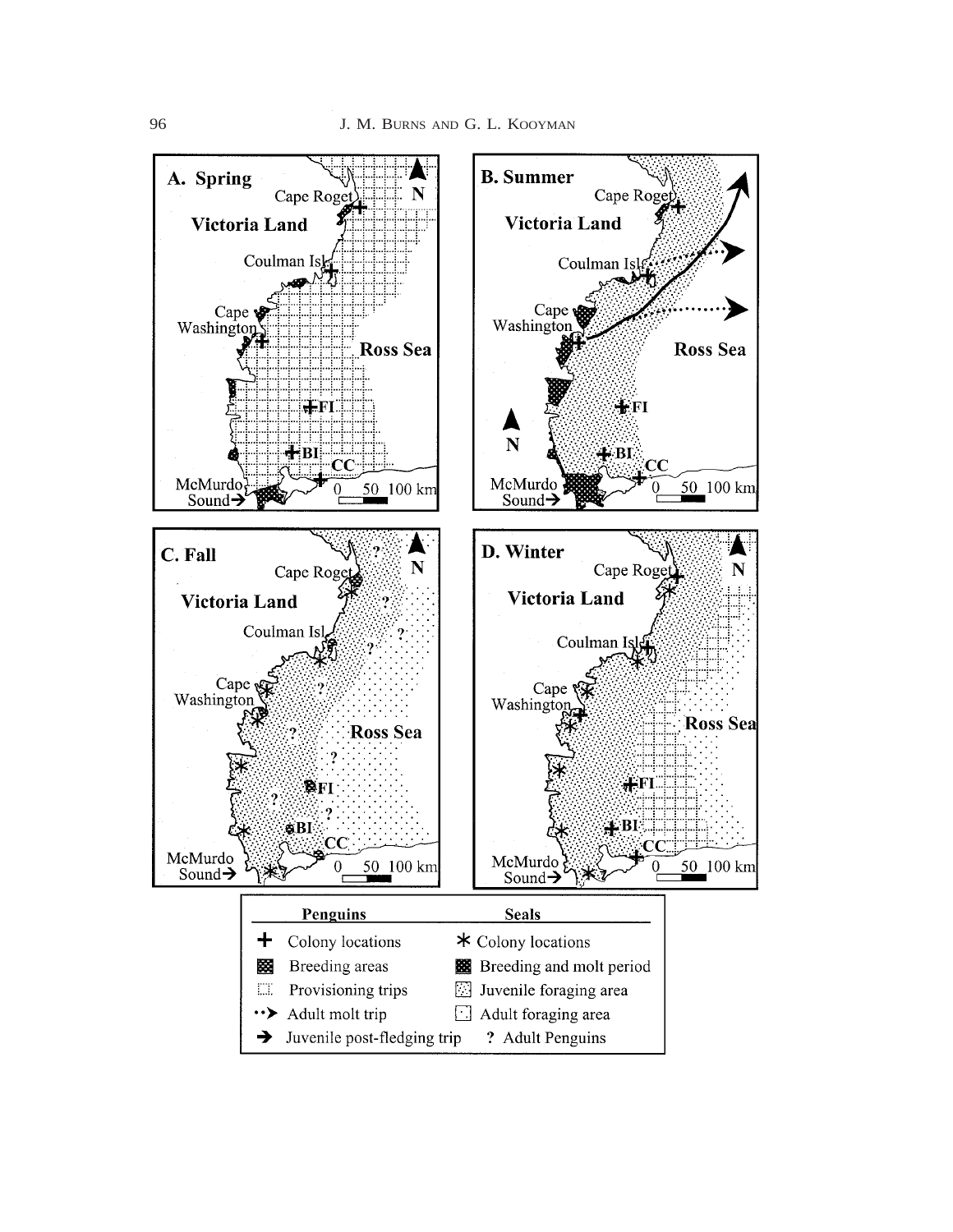A. Spring

B. Summer

C. Fall

D. Winter

| Penguins | Seals |
| --- | --- |
| + Colony locations | * Colony locations |
| Breeding areas | Breeding and molt period |
| Provisioning trips | Juvenile foraging area |
| Adult molt trip | Adult foraging area |
| Juvenile post-fledging trip | ? Adult Penguins |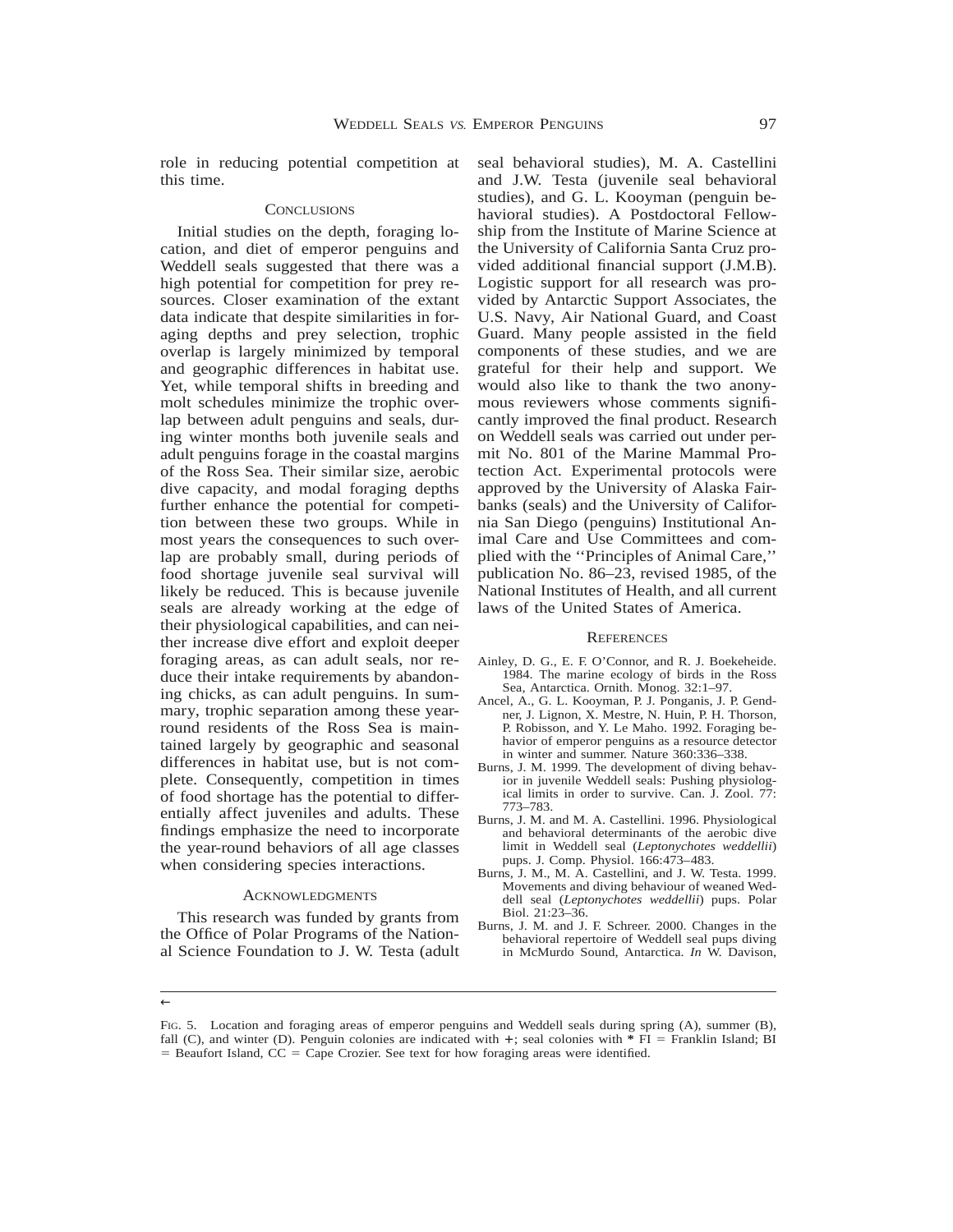role in reducing potential competition at this time.

## Conclusions

Initial studies on the depth, foraging location, and diet of emperor penguins and Weddell seals suggested that there was a high potential for competition for prey resources. Closer examination of the extant data indicate that despite similarities in foraging depths and prey selection, trophic overlap is largely minimized by temporal and geographic differences in habitat use. Yet, while temporal shifts in breeding and molt schedules minimize the trophic overlap between adult penguins and seals, during winter months both juvenile seals and adult penguins forage in the coastal margins of the Ross Sea. Their similar size, aerobic dive capacity, and modal foraging depths further enhance the potential for competition between these two groups. While in most years the consequences to such overlap are probably small, during periods of food shortage juvenile seal survival will likely be reduced. This is because juvenile seals are already working at the edge of their physiological capabilities, and can neither increase dive effort and exploit deeper foraging areas, as can adult seals, nor reduce their intake requirements by abandoning chicks, as can adult penguins. In summary, trophic separation among these year-round residents of the Ross Sea is maintained largely by geographic and seasonal differences in habitat use, but is not complete. Consequently, competition in times of food shortage has the potential to differentially affect juveniles and adults. These findings emphasize the need to incorporate the year-round behaviors of all age classes when considering species interactions.

## Acknowledgments

This research was funded by grants from the Office of Polar Programs of the National Science Foundation to J. W. Testa (adult seal behavioral studies), M. A. Castellini and J.W. Testa (juvenile seal behavioral studies), and G. L. Kooyman (penguin behavioral studies). A Postdoctoral Fellowship from the Institute of Marine Science at the University of California Santa Cruz provided additional financial support (J.M.B). Logistic support for all research was provided by Antarctic Support Associates, the U.S. Navy, Air National Guard, and Coast Guard. Many people assisted in the field components of these studies, and we are grateful for their help and support. We would also like to thank the two anonymous reviewers whose comments significantly improved the final product. Research on Weddell seals was carried out under permit No. 801 of the Marine Mammal Protection Act. Experimental protocols were approved by the University of Alaska Fairbanks (seals) and the University of California San Diego (penguins) Institutional Animal Care and Use Committees and complied with the ''Principles of Animal Care,'' publication No. 86–23, revised 1985, of the National Institutes of Health, and all current laws of the United States of America.

## References

Ainley, D. G., E. F. O'Connor, and R. J. Boekeheide. 1984. The marine ecology of birds in the Ross Sea, Antarctica. Ornith. Monog. 32:1–97.

Ancel, A., G. L. Kooyman, P. J. Ponganis, J. P. Gendner, J. Lignon, X. Mestre, N. Huin, P. H. Thorson, P. Robisson, and Y. Le Maho. 1992. Foraging behavior of emperor penguins as a resource detector in winter and summer. Nature 360:336–338.

Burns, J. M. 1999. The development of diving behavior in juvenile Weddell seals: Pushing physiological limits in order to survive. Can. J. Zool. 77: 773–783.

Burns, J. M. and M. A. Castellini. 1996. Physiological and behavioral determinants of the aerobic dive limit in Weddell seal (*Leptonychotes weddellii*) pups. J. Comp. Physiol. 166:473–483.

Burns, J. M., M. A. Castellini, and J. W. Testa. 1999. Movements and diving behaviour of weaned Weddell seal (*Leptonychotes weddellii*) pups. Polar Biol. 21:23–36.

Burns, J. M. and J. F. Schreer. 2000. Changes in the behavioral repertoire of Weddell seal pups diving in McMurdo Sound, Antarctica. *In* W. Davison,

←

FIG. 5. Location and foraging areas of emperor penguins and Weddell seals during spring (A), summer (B), fall (C), and winter (D). Penguin colonies are indicated with +; seal colonies with * FI = Franklin Island; BI = Beaufort Island, CC = Cape Crozier. See text for how foraging areas were identified.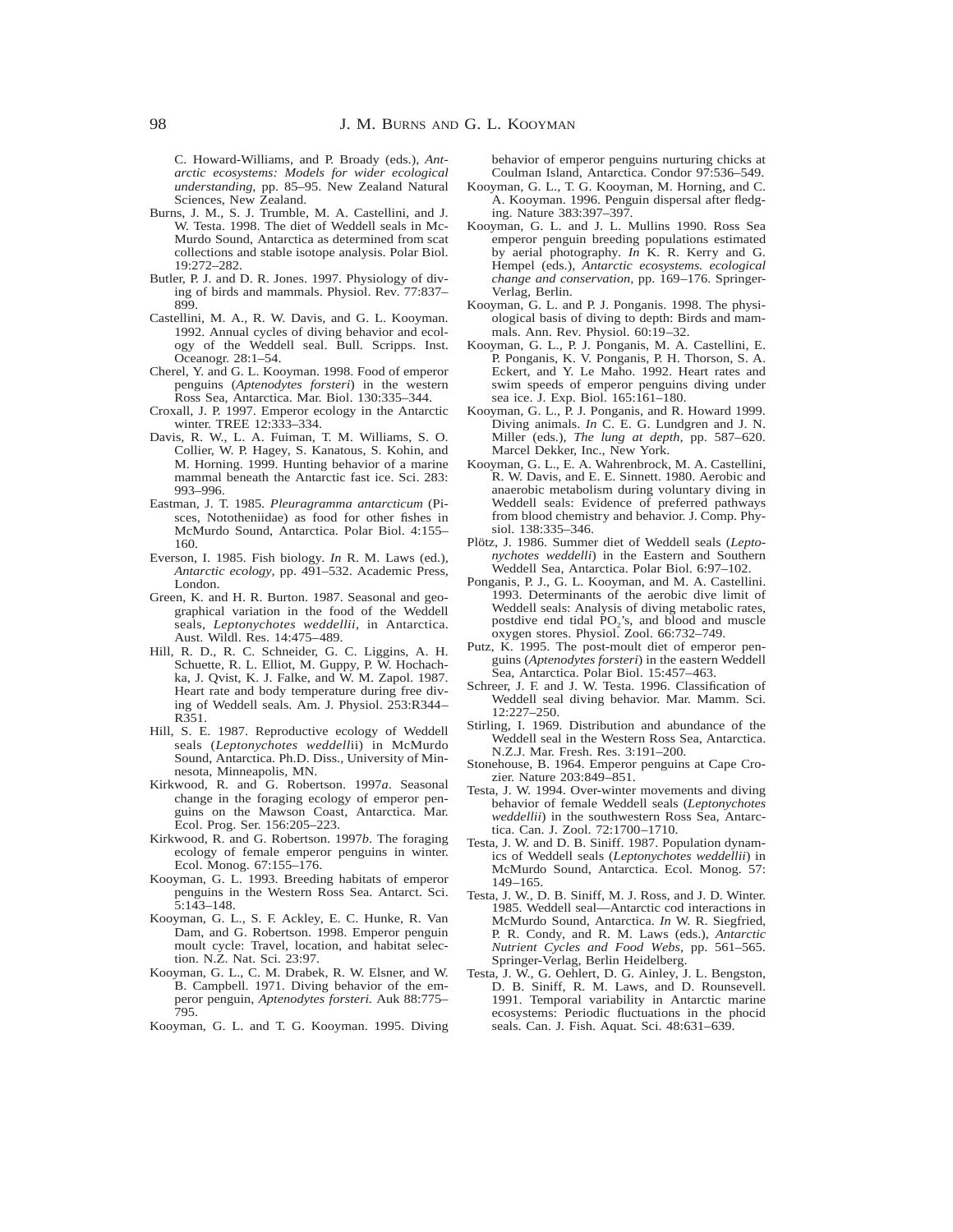C. Howard-Williams, and P. Broady (eds.), *Antarctic ecosystems: Models for wider ecological understanding,* pp. 85–95. New Zealand Natural Sciences, New Zealand.

Burns, J. M., S. J. Trumble, M. A. Castellini, and J. W. Testa. 1998. The diet of Weddell seals in McMurdo Sound, Antarctica as determined from scat collections and stable isotope analysis. Polar Biol. 19:272–282.

Butler, P. J. and D. R. Jones. 1997. Physiology of diving of birds and mammals. Physiol. Rev. 77:837–899.

Castellini, M. A., R. W. Davis, and G. L. Kooyman. 1992. Annual cycles of diving behavior and ecology of the Weddell seal. Bull. Scripps. Inst. Oceanogr. 28:1–54.

Cherel, Y. and G. L. Kooyman. 1998. Food of emperor penguins (*Aptenodytes forsteri*) in the western Ross Sea, Antarctica. Mar. Biol. 130:335–344.

Croxall, J. P. 1997. Emperor ecology in the Antarctic winter. TREE 12:333–334.

Davis, R. W., L. A. Fuiman, T. M. Williams, S. O. Collier, W. P. Hagey, S. Kanatous, S. Kohin, and M. Horning. 1999. Hunting behavior of a marine mammal beneath the Antarctic fast ice. Sci. 283: 993–996.

Eastman, J. T. 1985. *Pleuragramma antarcticum* (Pisces, Nototheniidae) as food for other fishes in McMurdo Sound, Antarctica. Polar Biol. 4:155–160.

Everson, I. 1985. Fish biology. *In* R. M. Laws (ed.), *Antarctic ecology,* pp. 491–532. Academic Press, London.

Green, K. and H. R. Burton. 1987. Seasonal and geographical variation in the food of the Weddell seals, *Leptonychotes weddellii,* in Antarctica. Aust. Wildl. Res. 14:475–489.

Hill, R. D., R. C. Schneider, G. C. Liggins, A. H. Schuette, R. L. Elliot, M. Guppy, P. W. Hochachka, J. Qvist, K. J. Falke, and W. M. Zapol. 1987. Heart rate and body temperature during free diving of Weddell seals. Am. J. Physiol. 253:R344–R351.

Hill, S. E. 1987. Reproductive ecology of Weddell seals (*Leptonychotes weddell*ii) in McMurdo Sound, Antarctica. Ph.D. Diss., University of Minnesota, Minneapolis, MN.

Kirkwood, R. and G. Robertson. 1997*a*. Seasonal change in the foraging ecology of emperor penguins on the Mawson Coast, Antarctica. Mar. Ecol. Prog. Ser. 156:205–223.

Kirkwood, R. and G. Robertson. 1997*b*. The foraging ecology of female emperor penguins in winter. Ecol. Monog. 67:155–176.

Kooyman, G. L. 1993. Breeding habitats of emperor penguins in the Western Ross Sea. Antarct. Sci. 5:143–148.

Kooyman, G. L., S. F. Ackley, E. C. Hunke, R. Van Dam, and G. Robertson. 1998. Emperor penguin moult cycle: Travel, location, and habitat selection. N.Z. Nat. Sci. 23:97.

Kooyman, G. L., C. M. Drabek, R. W. Elsner, and W. B. Campbell. 1971. Diving behavior of the emperor penguin, *Aptenodytes forsteri.* Auk 88:775–795.

Kooyman, G. L. and T. G. Kooyman. 1995. Diving behavior of emperor penguins nurturing chicks at Coulman Island, Antarctica. Condor 97:536–549.

Kooyman, G. L., T. G. Kooyman, M. Horning, and C. A. Kooyman. 1996. Penguin dispersal after fledging. Nature 383:397–397.

Kooyman, G. L. and J. L. Mullins 1990. Ross Sea emperor penguin breeding populations estimated by aerial photography. *In* K. R. Kerry and G. Hempel (eds.), *Antarctic ecosystems. ecological change and conservation,* pp. 169–176. Springer-Verlag, Berlin.

Kooyman, G. L. and P. J. Ponganis. 1998. The physiological basis of diving to depth: Birds and mammals. Ann. Rev. Physiol. 60:19–32.

Kooyman, G. L., P. J. Ponganis, M. A. Castellini, E. P. Ponganis, K. V. Ponganis, P. H. Thorson, S. A. Eckert, and Y. Le Maho. 1992. Heart rates and swim speeds of emperor penguins diving under sea ice. J. Exp. Biol. 165:161–180.

Kooyman, G. L., P. J. Ponganis, and R. Howard 1999. Diving animals. *In* C. E. G. Lundgren and J. N. Miller (eds.), *The lung at depth,* pp. 587–620. Marcel Dekker, Inc., New York.

Kooyman, G. L., E. A. Wahrenbrock, M. A. Castellini, R. W. Davis, and E. E. Sinnett. 1980. Aerobic and anaerobic metabolism during voluntary diving in Weddell seals: Evidence of preferred pathways from blood chemistry and behavior. J. Comp. Physiol. 138:335–346.

Plötz, J. 1986. Summer diet of Weddell seals (*Leptonychotes weddelli*) in the Eastern and Southern Weddell Sea, Antarctica. Polar Biol. 6:97–102.

Ponganis, P. J., G. L. Kooyman, and M. A. Castellini. 1993. Determinants of the aerobic dive limit of Weddell seals: Analysis of diving metabolic rates, postdive end tidal $PO_2$'s, and blood and muscle oxygen stores. Physiol. Zool. 66:732–749.

Putz, K. 1995. The post-moult diet of emperor penguins (*Aptenodytes forsteri*) in the eastern Weddell Sea, Antarctica. Polar Biol. 15:457–463.

Schreer, J. F. and J. W. Testa. 1996. Classification of Weddell seal diving behavior. Mar. Mamm. Sci. 12:227–250.

Stirling, I. 1969. Distribution and abundance of the Weddell seal in the Western Ross Sea, Antarctica. N.Z.J. Mar. Fresh. Res. 3:191–200.

Stonehouse, B. 1964. Emperor penguins at Cape Crozier. Nature 203:849–851.

Testa, J. W. 1994. Over-winter movements and diving behavior of female Weddell seals (*Leptonychotes weddellii*) in the southwestern Ross Sea, Antarctica. Can. J. Zool. 72:1700–1710.

Testa, J. W. and D. B. Siniff. 1987. Population dynamics of Weddell seals (*Leptonychotes weddellii*) in McMurdo Sound, Antarctica. Ecol. Monog. 57: 149–165.

Testa, J. W., D. B. Siniff, M. J. Ross, and J. D. Winter. 1985. Weddell seal—Antarctic cod interactions in McMurdo Sound, Antarctica. *In* W. R. Siegfried, P. R. Condy, and R. M. Laws (eds.), *Antarctic Nutrient Cycles and Food Webs,* pp. 561–565. Springer-Verlag, Berlin Heidelberg.

Testa, J. W., G. Oehlert, D. G. Ainley, J. L. Bengston, D. B. Siniff, R. M. Laws, and D. Rounsevell. 1991. Temporal variability in Antarctic marine ecosystems: Periodic fluctuations in the phocid seals. Can. J. Fish. Aquat. Sci. 48:631–639.